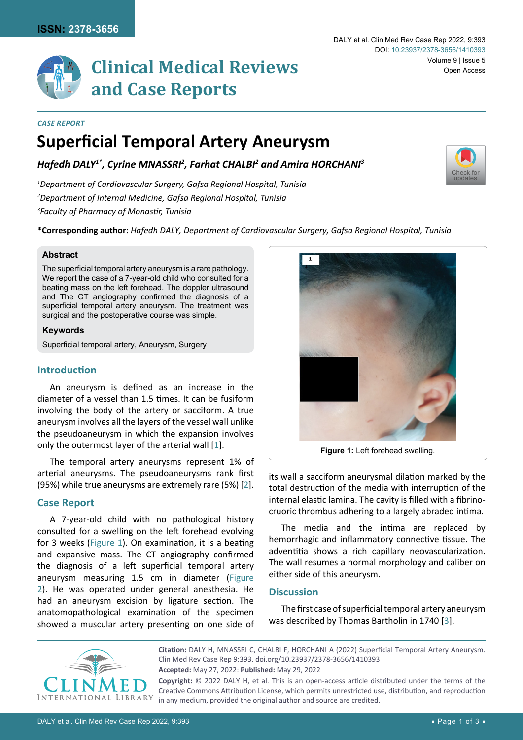**ISSN: 2378-3656**

# Clinical Medical Reviews and Case Reports

DOI: 10.23937/2378-3656/1410393

Open Access

*CASE REPORT*

# Superficial Temporal Artery Aneurysm

***Hafedh DALY[1*], Cyrine MNASSRI[2], Farhat CHALBI[2] and Amira HORCHANI[3]***

*[1]Department of Cardiovascular Surgery, Gafsa Regional Hospital, Tunisia*
*[2]Department of Internal Medicine, Gafsa Regional Hospital, Tunisia*
*[3]Faculty of Pharmacy of Monastir, Tunisia*

**\*Corresponding author:** *Hafedh DALY, Department of Cardiovascular Surgery, Gafsa Regional Hospital, Tunisia*

### Abstract

The superficial temporal artery aneurysm is a rare pathology. We report the case of a 7-year-old child who consulted for a beating mass on the left forehead. The doppler ultrasound and The CT angiography confirmed the diagnosis of a superficial temporal artery aneurysm. The treatment was surgical and the postoperative course was simple.

### Keywords

Superficial temporal artery, Aneurysm, Surgery

## Introduction

An aneurysm is defined as an increase in the diameter of a vessel than 1.5 times. It can be fusiform involving the body of the artery or sacciform. A true aneurysm involves all the layers of the vessel wall unlike the pseudoaneurysm in which the expansion involves only the outermost layer of the arterial wall [1].

The temporal artery aneurysms represent 1% of arterial aneurysms. The pseudoaneurysms rank first (95%) while true aneurysms are extremely rare (5%) [2].

## Case Report

A 7-year-old child with no pathological history consulted for a swelling on the left forehead evolving for 3 weeks (Figure 1). On examination, it is a beating and expansive mass. The CT angiography confirmed the diagnosis of a left superficial temporal artery aneurysm measuring 1.5 cm in diameter (Figure 2). He was operated under general anesthesia. He had an aneurysm excision by ligature section. The anatomopathological examination of the specimen showed a muscular artery presenting on one side of its wall a sacciform aneurysmal dilation marked by the total destruction of the media with interruption of the internal elastic lamina. The cavity is filled with a fibrino-cruoric thrombus adhering to a largely abraded intima.

**Figure 1:** Left forehead swelling.

The media and the intima are replaced by hemorrhagic and inflammatory connective tissue. The adventitia shows a rich capillary neovascularization. The wall resumes a normal morphology and caliber on either side of this aneurysm.

## Discussion

The first case of superficial temporal artery aneurysm was described by Thomas Bartholin in 1740 [3].

**Citation:** DALY H, MNASSRI C, CHALBI F, HORCHANI A (2022) Superficial Temporal Artery Aneurysm. Clin Med Rev Case Rep 9:393. doi.org/10.23937/2378-3656/1410393

**Accepted:** May 27, 2022: **Published:** May 29, 2022

**Copyright:** © 2022 DALY H, et al. This is an open-access article distributed under the terms of the Creative Commons Attribution License, which permits unrestricted use, distribution, and reproduction in any medium, provided the original author and source are credited.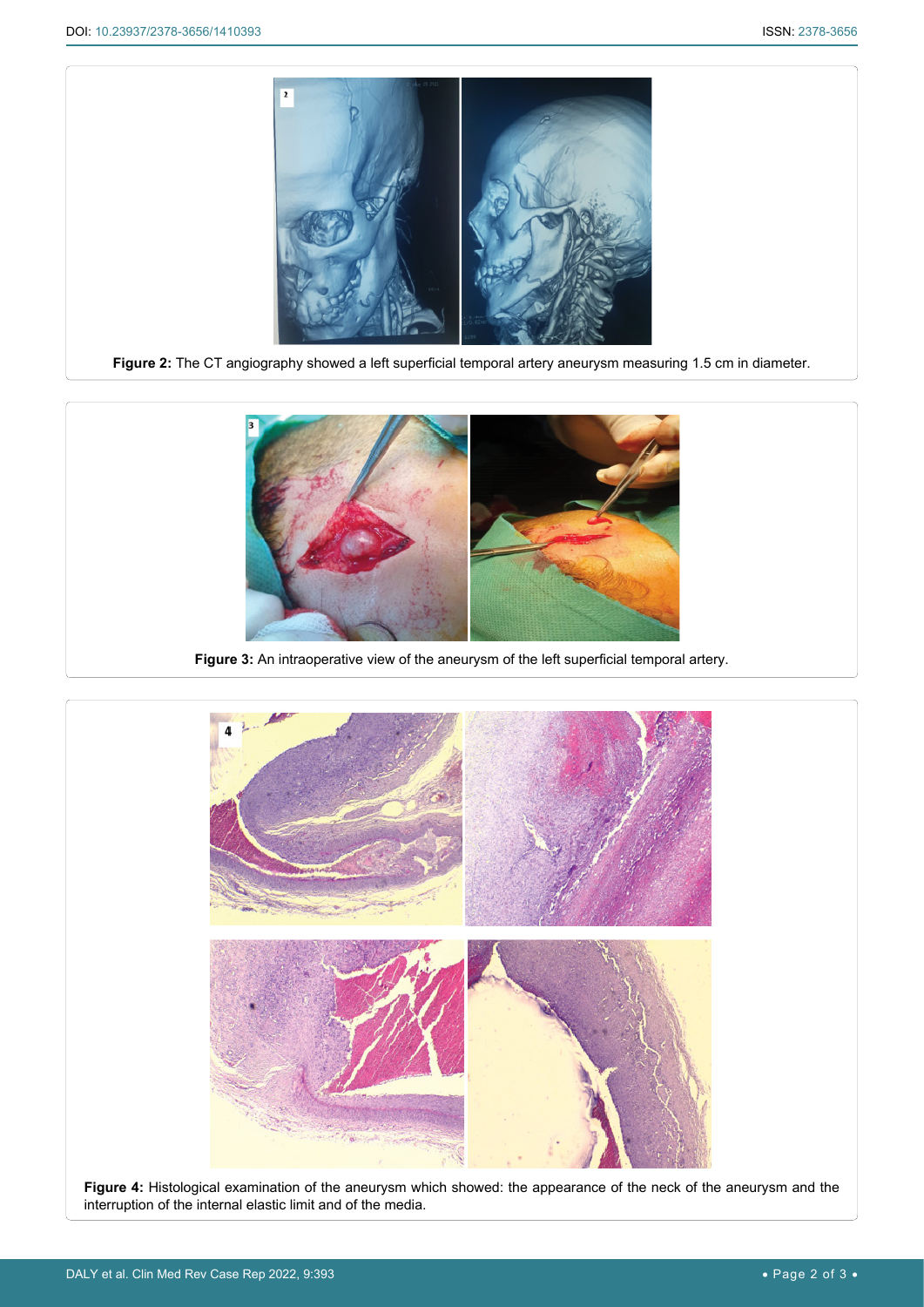**Figure 2:** The CT angiography showed a left superficial temporal artery aneurysm measuring 1.5 cm in diameter.

**Figure 3:** An intraoperative view of the aneurysm of the left superficial temporal artery.

**Figure 4:** Histological examination of the aneurysm which showed: the appearance of the neck of the aneurysm and the interruption of the internal elastic limit and of the media.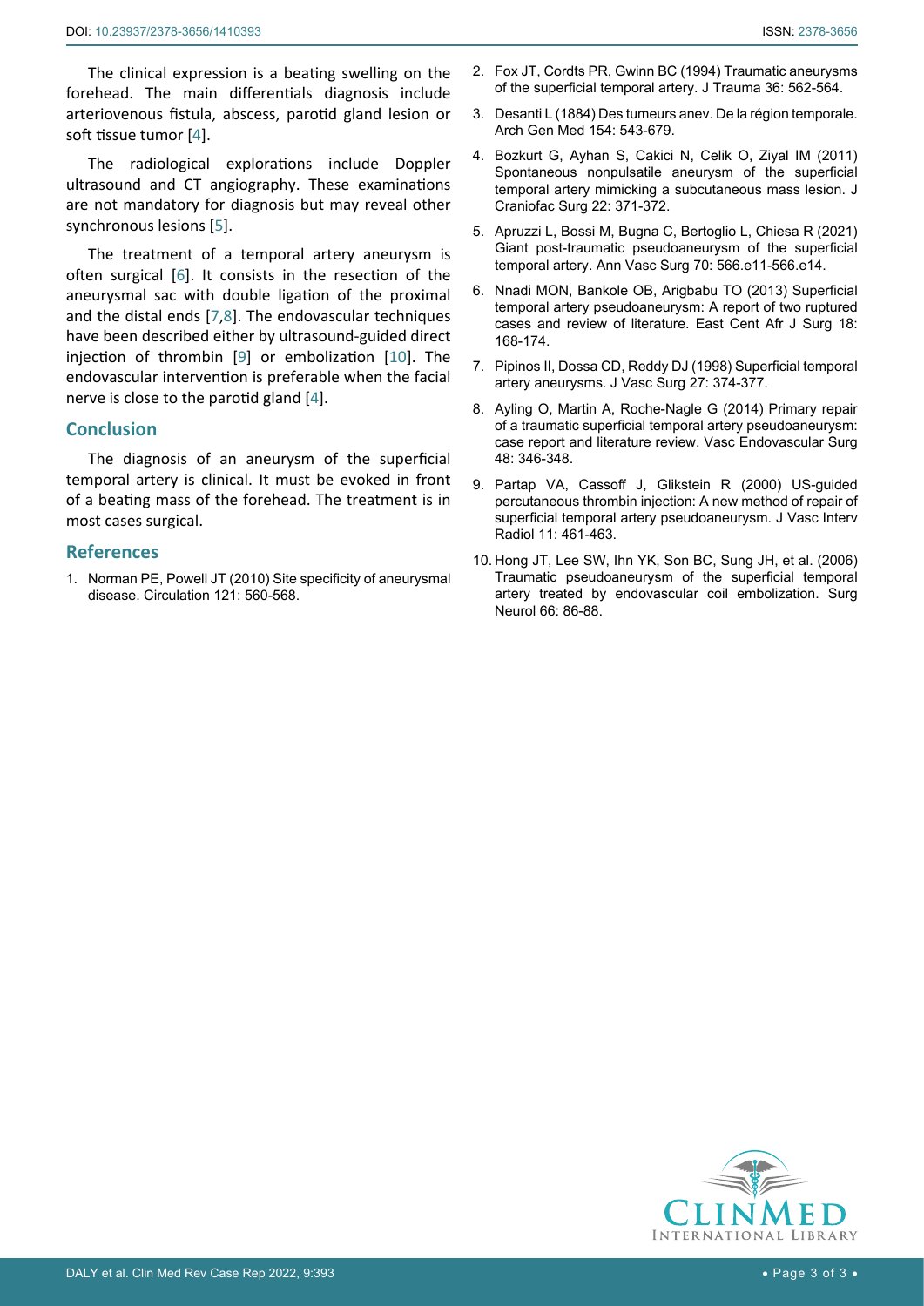The clinical expression is a beating swelling on the forehead. The main differentials diagnosis include arteriovenous fistula, abscess, parotid gland lesion or soft tissue tumor [4].

The radiological explorations include Doppler ultrasound and CT angiography. These examinations are not mandatory for diagnosis but may reveal other synchronous lesions [5].

The treatment of a temporal artery aneurysm is often surgical [6]. It consists in the resection of the aneurysmal sac with double ligation of the proximal and the distal ends [7,8]. The endovascular techniques have been described either by ultrasound-guided direct injection of thrombin [9] or embolization [10]. The endovascular intervention is preferable when the facial nerve is close to the parotid gland [4].

## Conclusion

The diagnosis of an aneurysm of the superficial temporal artery is clinical. It must be evoked in front of a beating mass of the forehead. The treatment is in most cases surgical.

## References

1. Norman PE, Powell JT (2010) Site specificity of aneurysmal disease. Circulation 121: 560-568.
2. Fox JT, Cordts PR, Gwinn BC (1994) Traumatic aneurysms of the superficial temporal artery. J Trauma 36: 562-564.
3. Desanti L (1884) Des tumeurs anev. De la région temporale. Arch Gen Med 154: 543-679.
4. Bozkurt G, Ayhan S, Cakici N, Celik O, Ziyal IM (2011) Spontaneous nonpulsatile aneurysm of the superficial temporal artery mimicking a subcutaneous mass lesion. J Craniofac Surg 22: 371-372.
5. Apruzzi L, Bossi M, Bugna C, Bertoglio L, Chiesa R (2021) Giant post-traumatic pseudoaneurysm of the superficial temporal artery. Ann Vasc Surg 70: 566.e11-566.e14.
6. Nnadi MON, Bankole OB, Arigbabu TO (2013) Superficial temporal artery pseudoaneurysm: A report of two ruptured cases and review of literature. East Cent Afr J Surg 18: 168-174.
7. Pipinos II, Dossa CD, Reddy DJ (1998) Superficial temporal artery aneurysms. J Vasc Surg 27: 374-377.
8. Ayling O, Martin A, Roche-Nagle G (2014) Primary repair of a traumatic superficial temporal artery pseudoaneurysm: case report and literature review. Vasc Endovascular Surg 48: 346-348.
9. Partap VA, Cassoff J, Glikstein R (2000) US-guided percutaneous thrombin injection: A new method of repair of superficial temporal artery pseudoaneurysm. J Vasc Interv Radiol 11: 461-463.
10. Hong JT, Lee SW, Ihn YK, Son BC, Sung JH, et al. (2006) Traumatic pseudoaneurysm of the superficial temporal artery treated by endovascular coil embolization. Surg Neurol 66: 86-88.